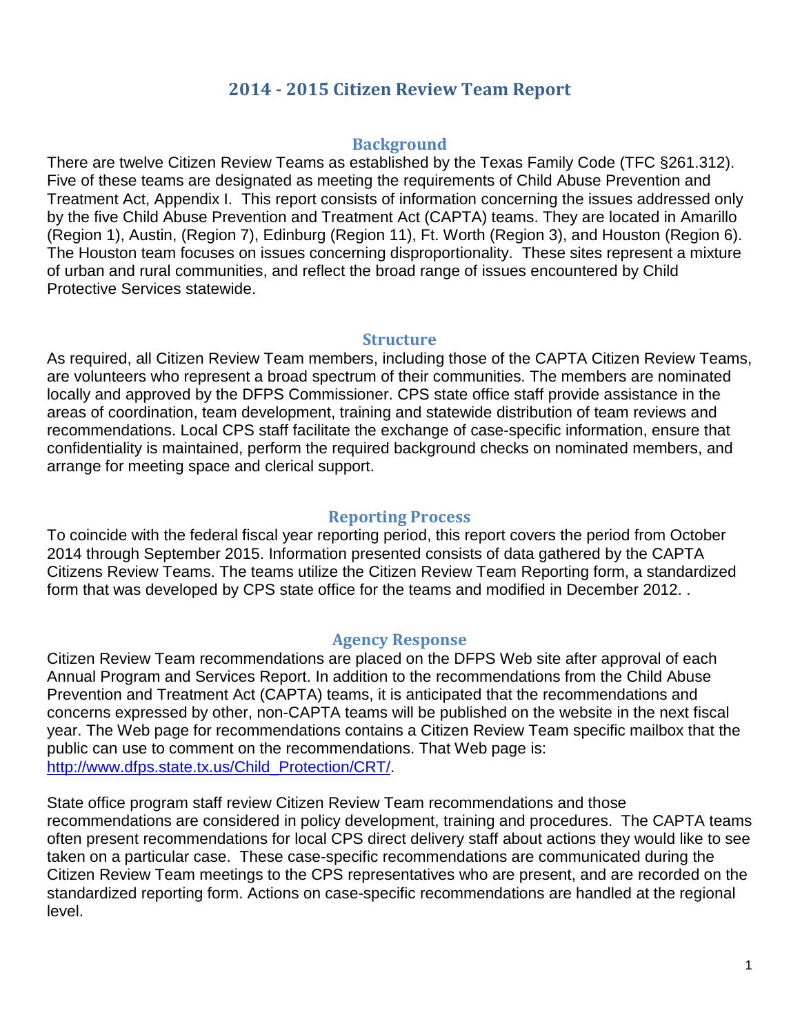# 2014 - 2015 Citizen Review Team Report

## Background

There are twelve Citizen Review Teams as established by the Texas Family Code (TFC §261.312). Five of these teams are designated as meeting the requirements of Child Abuse Prevention and Treatment Act, Appendix I. This report consists of information concerning the issues addressed only by the five Child Abuse Prevention and Treatment Act (CAPTA) teams. They are located in Amarillo (Region 1), Austin, (Region 7), Edinburg (Region 11), Ft. Worth (Region 3), and Houston (Region 6). The Houston team focuses on issues concerning disproportionality. These sites represent a mixture of urban and rural communities, and reflect the broad range of issues encountered by Child Protective Services statewide.

## Structure

As required, all Citizen Review Team members, including those of the CAPTA Citizen Review Teams, are volunteers who represent a broad spectrum of their communities. The members are nominated locally and approved by the DFPS Commissioner. CPS state office staff provide assistance in the areas of coordination, team development, training and statewide distribution of team reviews and recommendations. Local CPS staff facilitate the exchange of case-specific information, ensure that confidentiality is maintained, perform the required background checks on nominated members, and arrange for meeting space and clerical support.

## Reporting Process

To coincide with the federal fiscal year reporting period, this report covers the period from October 2014 through September 2015. Information presented consists of data gathered by the CAPTA Citizens Review Teams. The teams utilize the Citizen Review Team Reporting form, a standardized form that was developed by CPS state office for the teams and modified in December 2012. .

## Agency Response

Citizen Review Team recommendations are placed on the DFPS Web site after approval of each Annual Program and Services Report. In addition to the recommendations from the Child Abuse Prevention and Treatment Act (CAPTA) teams, it is anticipated that the recommendations and concerns expressed by other, non-CAPTA teams will be published on the website in the next fiscal year. The Web page for recommendations contains a Citizen Review Team specific mailbox that the public can use to comment on the recommendations. That Web page is: [http://www.dfps.state.tx.us/Child_Protection/CRT/](http://www.dfps.state.tx.us/Child_Protection/CRT/).

State office program staff review Citizen Review Team recommendations and those recommendations are considered in policy development, training and procedures. The CAPTA teams often present recommendations for local CPS direct delivery staff about actions they would like to see taken on a particular case. These case-specific recommendations are communicated during the Citizen Review Team meetings to the CPS representatives who are present, and are recorded on the standardized reporting form. Actions on case-specific recommendations are handled at the regional level.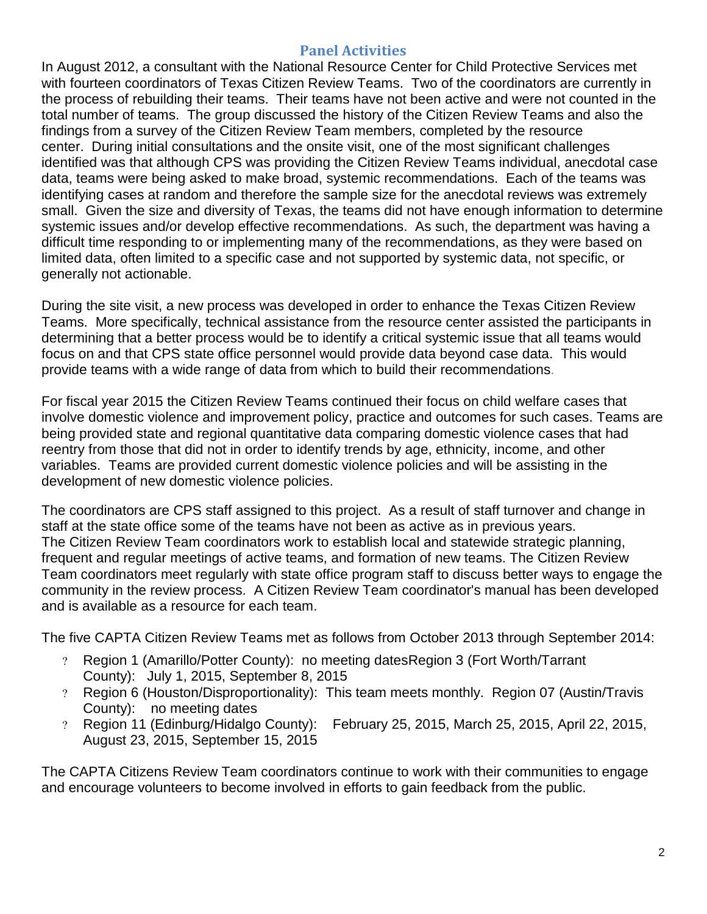## Panel Activities

In August 2012, a consultant with the National Resource Center for Child Protective Services met with fourteen coordinators of Texas Citizen Review Teams. Two of the coordinators are currently in the process of rebuilding their teams. Their teams have not been active and were not counted in the total number of teams. The group discussed the history of the Citizen Review Teams and also the findings from a survey of the Citizen Review Team members, completed by the resource center. During initial consultations and the onsite visit, one of the most significant challenges identified was that although CPS was providing the Citizen Review Teams individual, anecdotal case data, teams were being asked to make broad, systemic recommendations. Each of the teams was identifying cases at random and therefore the sample size for the anecdotal reviews was extremely small. Given the size and diversity of Texas, the teams did not have enough information to determine systemic issues and/or develop effective recommendations. As such, the department was having a difficult time responding to or implementing many of the recommendations, as they were based on limited data, often limited to a specific case and not supported by systemic data, not specific, or generally not actionable.

During the site visit, a new process was developed in order to enhance the Texas Citizen Review Teams. More specifically, technical assistance from the resource center assisted the participants in determining that a better process would be to identify a critical systemic issue that all teams would focus on and that CPS state office personnel would provide data beyond case data. This would provide teams with a wide range of data from which to build their recommendations.

For fiscal year 2015 the Citizen Review Teams continued their focus on child welfare cases that involve domestic violence and improvement policy, practice and outcomes for such cases. Teams are being provided state and regional quantitative data comparing domestic violence cases that had reentry from those that did not in order to identify trends by age, ethnicity, income, and other variables. Teams are provided current domestic violence policies and will be assisting in the development of new domestic violence policies.

The coordinators are CPS staff assigned to this project. As a result of staff turnover and change in staff at the state office some of the teams have not been as active as in previous years. The Citizen Review Team coordinators work to establish local and statewide strategic planning, frequent and regular meetings of active teams, and formation of new teams. The Citizen Review Team coordinators meet regularly with state office program staff to discuss better ways to engage the community in the review process. A Citizen Review Team coordinator's manual has been developed and is available as a resource for each team.

The five CAPTA Citizen Review Teams met as follows from October 2013 through September 2014:

- Region 1 (Amarillo/Potter County): no meeting datesRegion 3 (Fort Worth/Tarrant County): July 1, 2015, September 8, 2015
- Region 6 (Houston/Disproportionality): This team meets monthly. Region 07 (Austin/Travis County): no meeting dates
- Region 11 (Edinburg/Hidalgo County): February 25, 2015, March 25, 2015, April 22, 2015, August 23, 2015, September 15, 2015

The CAPTA Citizens Review Team coordinators continue to work with their communities to engage and encourage volunteers to become involved in efforts to gain feedback from the public.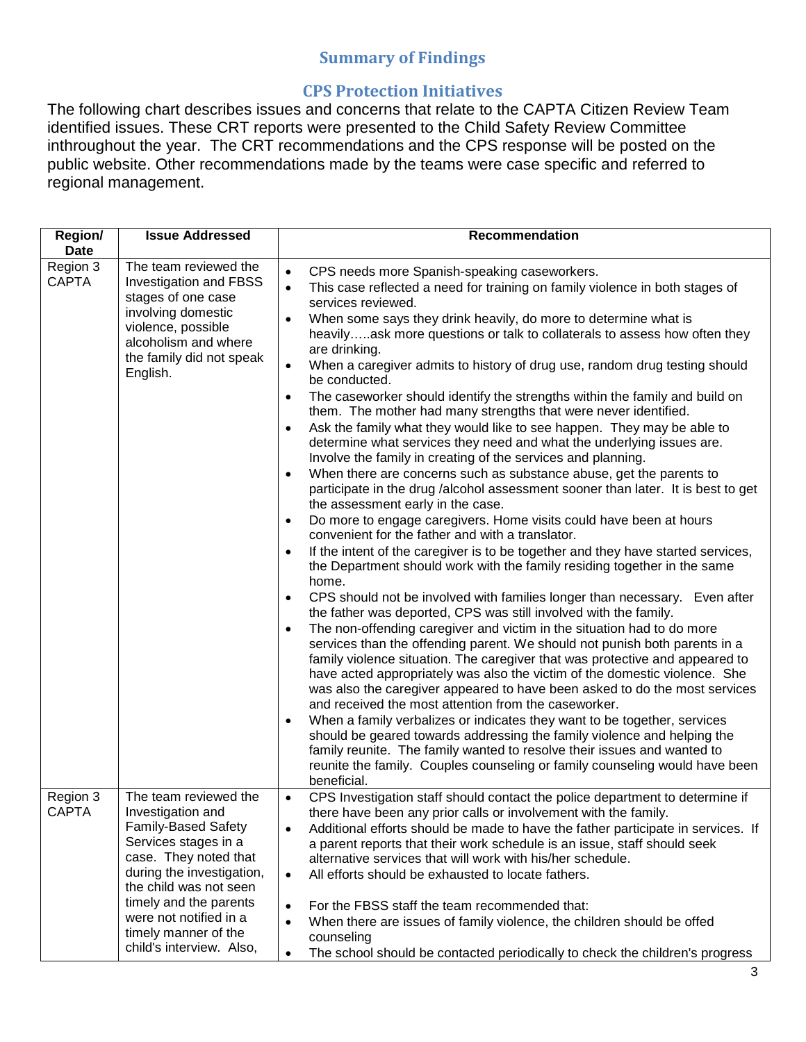## Summary of Findings

### CPS Protection Initiatives

The following chart describes issues and concerns that relate to the CAPTA Citizen Review Team identified issues. These CRT reports were presented to the Child Safety Review Committee inthroughout the year. The CRT recommendations and the CPS response will be posted on the public website. Other recommendations made by the teams were case specific and referred to regional management.

| Region/ Date | Issue Addressed | Recommendation |
|---|---|---|
| Region 3 CAPTA | The team reviewed the Investigation and FBSS stages of one case involving domestic violence, possible alcoholism and where the family did not speak English. | • CPS needs more Spanish-speaking caseworkers.<br>• This case reflected a need for training on family violence in both stages of services reviewed.<br>• When some says they drink heavily, do more to determine what is heavily…..ask more questions or talk to collaterals to assess how often they are drinking.<br>• When a caregiver admits to history of drug use, random drug testing should be conducted.<br>• The caseworker should identify the strengths within the family and build on them. The mother had many strengths that were never identified.<br>• Ask the family what they would like to see happen. They may be able to determine what services they need and what the underlying issues are. Involve the family in creating of the services and planning.<br>• When there are concerns such as substance abuse, get the parents to participate in the drug /alcohol assessment sooner than later. It is best to get the assessment early in the case.<br>• Do more to engage caregivers. Home visits could have been at hours convenient for the father and with a translator.<br>• If the intent of the caregiver is to be together and they have started services, the Department should work with the family residing together in the same home.<br>• CPS should not be involved with families longer than necessary. Even after the father was deported, CPS was still involved with the family.<br>• The non-offending caregiver and victim in the situation had to do more services than the offending parent. We should not punish both parents in a family violence situation. The caregiver that was protective and appeared to have acted appropriately was also the victim of the domestic violence. She was also the caregiver appeared to have been asked to do the most services and received the most attention from the caseworker.<br>• When a family verbalizes or indicates they want to be together, services should be geared towards addressing the family violence and helping the family reunite. The family wanted to resolve their issues and wanted to reunite the family. Couples counseling or family counseling would have been beneficial. |
| Region 3 CAPTA | The team reviewed the Investigation and Family-Based Safety Services stages in a case. They noted that during the investigation, the child was not seen timely and the parents were not notified in a timely manner of the child's interview. Also, | • CPS Investigation staff should contact the police department to determine if there have been any prior calls or involvement with the family.<br>• Additional efforts should be made to have the father participate in services. If a parent reports that their work schedule is an issue, staff should seek alternative services that will work with his/her schedule.<br>• All efforts should be exhausted to locate fathers.<br>• For the FBSS staff the team recommended that:<br>• When there are issues of family violence, the children should be offed counseling<br>• The school should be contacted periodically to check the children's progress |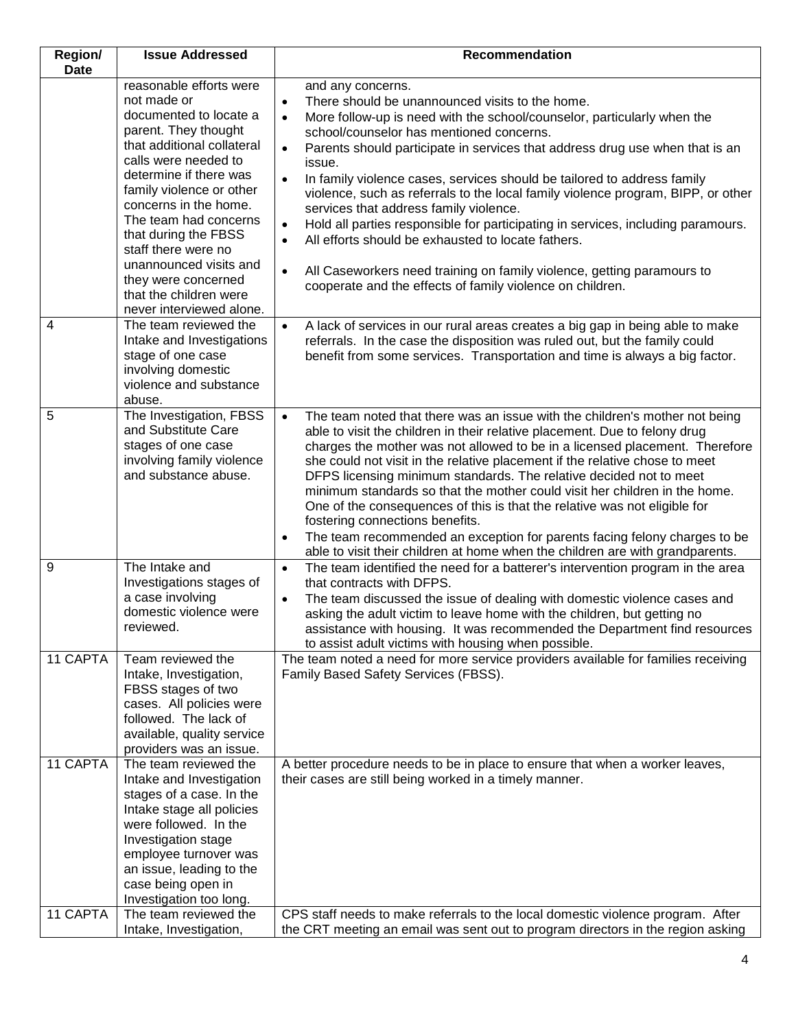| Region/ Date | Issue Addressed | Recommendation |
|---|---|---|
| | reasonable efforts were not made or documented to locate a parent. They thought that additional collateral calls were needed to determine if there was family violence or other concerns in the home. The team had concerns that during the FBSS staff there were no unannounced visits and they were concerned that the children were never interviewed alone. | and any concerns.<br>• There should be unannounced visits to the home.<br>• More follow-up is need with the school/counselor, particularly when the school/counselor has mentioned concerns.<br>• Parents should participate in services that address drug use when that is an issue.<br>• In family violence cases, services should be tailored to address family violence, such as referrals to the local family violence program, BIPP, or other services that address family violence.<br>• Hold all parties responsible for participating in services, including paramours.<br>• All efforts should be exhausted to locate fathers.<br>• All Caseworkers need training on family violence, getting paramours to cooperate and the effects of family violence on children. |
| 4 | The team reviewed the Intake and Investigations stage of one case involving domestic violence and substance abuse. | • A lack of services in our rural areas creates a big gap in being able to make referrals. In the case the disposition was ruled out, but the family could benefit from some services. Transportation and time is always a big factor. |
| 5 | The Investigation, FBSS and Substitute Care stages of one case involving family violence and substance abuse. | • The team noted that there was an issue with the children's mother not being able to visit the children in their relative placement. Due to felony drug charges the mother was not allowed to be in a licensed placement. Therefore she could not visit in the relative placement if the relative chose to meet DFPS licensing minimum standards. The relative decided not to meet minimum standards so that the mother could visit her children in the home. One of the consequences of this is that the relative was not eligible for fostering connections benefits.<br>• The team recommended an exception for parents facing felony charges to be able to visit their children at home when the children are with grandparents. |
| 9 | The Intake and Investigations stages of a case involving domestic violence were reviewed. | • The team identified the need for a batterer's intervention program in the area that contracts with DFPS.<br>• The team discussed the issue of dealing with domestic violence cases and asking the adult victim to leave home with the children, but getting no assistance with housing. It was recommended the Department find resources to assist adult victims with housing when possible. |
| 11 CAPTA | Team reviewed the Intake, Investigation, FBSS stages of two cases. All policies were followed. The lack of available, quality service providers was an issue. | The team noted a need for more service providers available for families receiving Family Based Safety Services (FBSS). |
| 11 CAPTA | The team reviewed the Intake and Investigation stages of a case. In the Intake stage all policies were followed. In the Investigation stage employee turnover was an issue, leading to the case being open in Investigation too long. | A better procedure needs to be in place to ensure that when a worker leaves, their cases are still being worked in a timely manner. |
| 11 CAPTA | The team reviewed the Intake, Investigation, | CPS staff needs to make referrals to the local domestic violence program. After the CRT meeting an email was sent out to program directors in the region asking |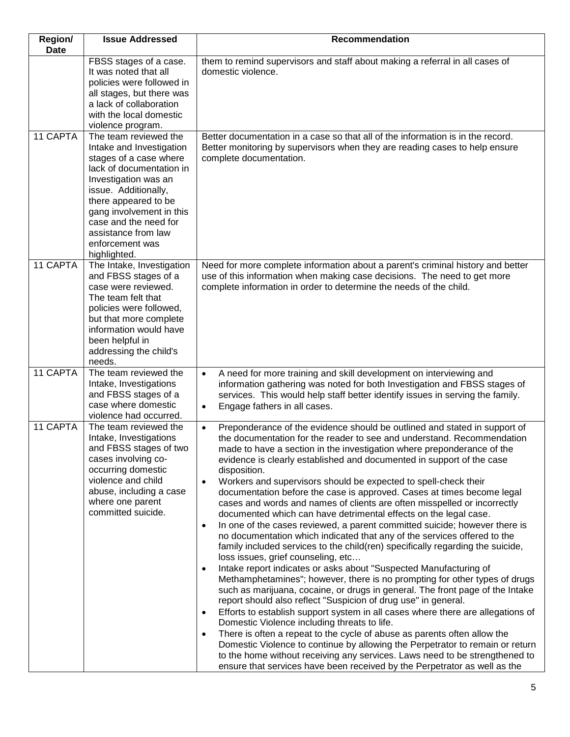| Region/ Date | Issue Addressed | Recommendation |
|---|---|---|
| | FBSS stages of a case. It was noted that all policies were followed in all stages, but there was a lack of collaboration with the local domestic violence program. | them to remind supervisors and staff about making a referral in all cases of domestic violence. |
| 11 CAPTA | The team reviewed the Intake and Investigation stages of a case where lack of documentation in Investigation was an issue. Additionally, there appeared to be gang involvement in this case and the need for assistance from law enforcement was highlighted. | Better documentation in a case so that all of the information is in the record. Better monitoring by supervisors when they are reading cases to help ensure complete documentation. |
| 11 CAPTA | The Intake, Investigation and FBSS stages of a case were reviewed. The team felt that policies were followed, but that more complete information would have been helpful in addressing the child's needs. | Need for more complete information about a parent's criminal history and better use of this information when making case decisions. The need to get more complete information in order to determine the needs of the child. |
| 11 CAPTA | The team reviewed the Intake, Investigations and FBSS stages of a case where domestic violence had occurred. | • A need for more training and skill development on interviewing and information gathering was noted for both Investigation and FBSS stages of services. This would help staff better identify issues in serving the family.<br>• Engage fathers in all cases. |
| 11 CAPTA | The team reviewed the Intake, Investigations and FBSS stages of two cases involving co-occurring domestic violence and child abuse, including a case where one parent committed suicide. | • Preponderance of the evidence should be outlined and stated in support of the documentation for the reader to see and understand. Recommendation made to have a section in the investigation where preponderance of the evidence is clearly established and documented in support of the case disposition.<br>• Workers and supervisors should be expected to spell-check their documentation before the case is approved. Cases at times become legal cases and words and names of clients are often misspelled or incorrectly documented which can have detrimental effects on the legal case.<br>• In one of the cases reviewed, a parent committed suicide; however there is no documentation which indicated that any of the services offered to the family included services to the child(ren) specifically regarding the suicide, loss issues, grief counseling, etc…<br>• Intake report indicates or asks about "Suspected Manufacturing of Methamphetamines"; however, there is no prompting for other types of drugs such as marijuana, cocaine, or drugs in general. The front page of the Intake report should also reflect "Suspicion of drug use" in general.<br>• Efforts to establish support system in all cases where there are allegations of Domestic Violence including threats to life.<br>• There is often a repeat to the cycle of abuse as parents often allow the Domestic Violence to continue by allowing the Perpetrator to remain or return to the home without receiving any services. Laws need to be strengthened to ensure that services have been received by the Perpetrator as well as the |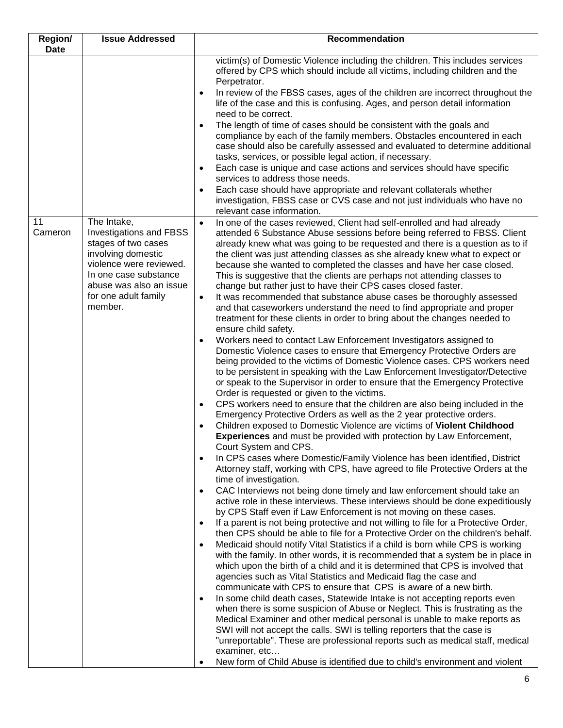| Region/ Date | Issue Addressed | Recommendation |
|---|---|---|
| | | victim(s) of Domestic Violence including the children. This includes services offered by CPS which should include all victims, including children and the Perpetrator.<br>• In review of the FBSS cases, ages of the children are incorrect throughout the life of the case and this is confusing. Ages, and person detail information need to be correct.<br>• The length of time of cases should be consistent with the goals and compliance by each of the family members. Obstacles encountered in each case should also be carefully assessed and evaluated to determine additional tasks, services, or possible legal action, if necessary.<br>• Each case is unique and case actions and services should have specific services to address those needs.<br>• Each case should have appropriate and relevant collaterals whether investigation, FBSS case or CVS case and not just individuals who have no relevant case information. |
| 11 Cameron | The Intake, Investigations and FBSS stages of two cases involving domestic violence were reviewed. In one case substance abuse was also an issue for one adult family member. | • In one of the cases reviewed, Client had self-enrolled and had already attended 6 Substance Abuse sessions before being referred to FBSS. Client already knew what was going to be requested and there is a question as to if the client was just attending classes as she already knew what to expect or because she wanted to completed the classes and have her case closed. This is suggestive that the clients are perhaps not attending classes to change but rather just to have their CPS cases closed faster.<br>• It was recommended that substance abuse cases be thoroughly assessed and that caseworkers understand the need to find appropriate and proper treatment for these clients in order to bring about the changes needed to ensure child safety.<br>• Workers need to contact Law Enforcement Investigators assigned to Domestic Violence cases to ensure that Emergency Protective Orders are being provided to the victims of Domestic Violence cases. CPS workers need to be persistent in speaking with the Law Enforcement Investigator/Detective or speak to the Supervisor in order to ensure that the Emergency Protective Order is requested or given to the victims.<br>• CPS workers need to ensure that the children are also being included in the Emergency Protective Orders as well as the 2 year protective orders.<br>• Children exposed to Domestic Violence are victims of **Violent Childhood Experiences** and must be provided with protection by Law Enforcement, Court System and CPS.<br>• In CPS cases where Domestic/Family Violence has been identified, District Attorney staff, working with CPS, have agreed to file Protective Orders at the time of investigation.<br>• CAC Interviews not being done timely and law enforcement should take an active role in these interviews. These interviews should be done expeditiously by CPS Staff even if Law Enforcement is not moving on these cases.<br>• If a parent is not being protective and not willing to file for a Protective Order, then CPS should be able to file for a Protective Order on the children's behalf.<br>• Medicaid should notify Vital Statistics if a child is born while CPS is working with the family. In other words, it is recommended that a system be in place in which upon the birth of a child and it is determined that CPS is involved that agencies such as Vital Statistics and Medicaid flag the case and communicate with CPS to ensure that CPS is aware of a new birth.<br>• In some child death cases, Statewide Intake is not accepting reports even when there is some suspicion of Abuse or Neglect. This is frustrating as the Medical Examiner and other medical personal is unable to make reports as SWI will not accept the calls. SWI is telling reporters that the case is "unreportable". These are professional reports such as medical staff, medical examiner, etc…<br>• New form of Child Abuse is identified due to child's environment and violent |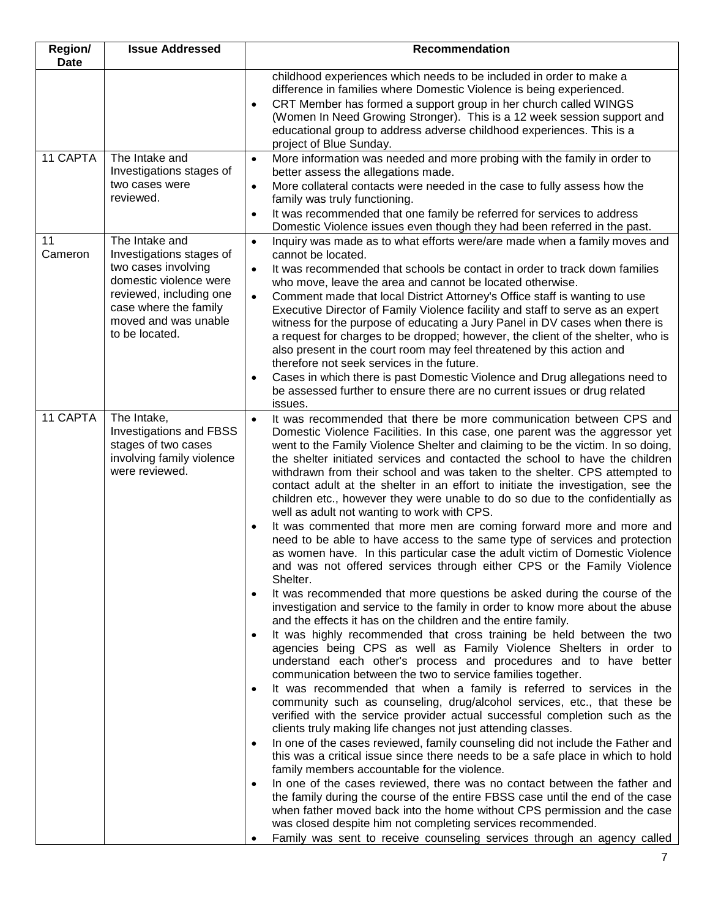| Region/ Date | Issue Addressed | Recommendation |
|---|---|---|
| | | childhood experiences which needs to be included in order to make a difference in families where Domestic Violence is being experienced.<br>• CRT Member has formed a support group in her church called WINGS (Women In Need Growing Stronger). This is a 12 week session support and educational group to address adverse childhood experiences. This is a project of Blue Sunday. |
| 11 CAPTA | The Intake and Investigations stages of two cases were reviewed. | • More information was needed and more probing with the family in order to better assess the allegations made.<br>• More collateral contacts were needed in the case to fully assess how the family was truly functioning.<br>• It was recommended that one family be referred for services to address Domestic Violence issues even though they had been referred in the past. |
| 11 Cameron | The Intake and Investigations stages of two cases involving domestic violence were reviewed, including one case where the family moved and was unable to be located. | • Inquiry was made as to what efforts were/are made when a family moves and cannot be located.<br>• It was recommended that schools be contact in order to track down families who move, leave the area and cannot be located otherwise.<br>• Comment made that local District Attorney's Office staff is wanting to use Executive Director of Family Violence facility and staff to serve as an expert witness for the purpose of educating a Jury Panel in DV cases when there is a request for charges to be dropped; however, the client of the shelter, who is also present in the court room may feel threatened by this action and therefore not seek services in the future.<br>• Cases in which there is past Domestic Violence and Drug allegations need to be assessed further to ensure there are no current issues or drug related issues. |
| 11 CAPTA | The Intake, Investigations and FBSS stages of two cases involving family violence were reviewed. | • It was recommended that there be more communication between CPS and Domestic Violence Facilities. In this case, one parent was the aggressor yet went to the Family Violence Shelter and claiming to be the victim. In so doing, the shelter initiated services and contacted the school to have the children withdrawn from their school and was taken to the shelter. CPS attempted to contact adult at the shelter in an effort to initiate the investigation, see the children etc., however they were unable to do so due to the confidentially as well as adult not wanting to work with CPS.<br>• It was commented that more men are coming forward more and more and need to be able to have access to the same type of services and protection as women have. In this particular case the adult victim of Domestic Violence and was not offered services through either CPS or the Family Violence Shelter.<br>• It was recommended that more questions be asked during the course of the investigation and service to the family in order to know more about the abuse and the effects it has on the children and the entire family.<br>• It was highly recommended that cross training be held between the two agencies being CPS as well as Family Violence Shelters in order to understand each other's process and procedures and to have better communication between the two to service families together.<br>• It was recommended that when a family is referred to services in the community such as counseling, drug/alcohol services, etc., that these be verified with the service provider actual successful completion such as the clients truly making life changes not just attending classes.<br>• In one of the cases reviewed, family counseling did not include the Father and this was a critical issue since there needs to be a safe place in which to hold family members accountable for the violence.<br>• In one of the cases reviewed, there was no contact between the father and the family during the course of the entire FBSS case until the end of the case when father moved back into the home without CPS permission and the case was closed despite him not completing services recommended.<br>• Family was sent to receive counseling services through an agency called |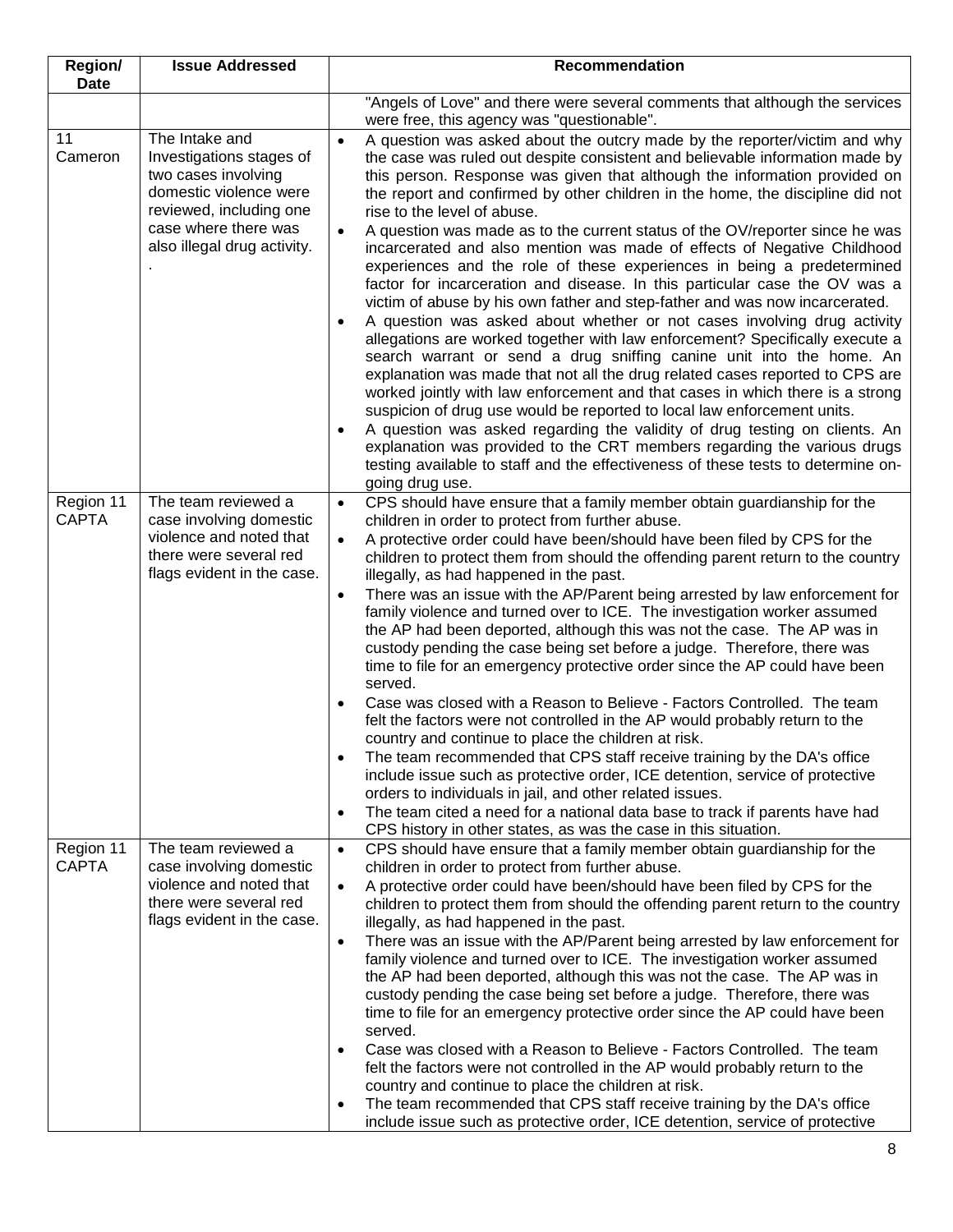| Region/ Date | Issue Addressed | Recommendation |
|---|---|---|
| | | "Angels of Love" and there were several comments that although the services were free, this agency was "questionable". |
| 11 Cameron | The Intake and Investigations stages of two cases involving domestic violence were reviewed, including one case where there was also illegal drug activity. . | • A question was asked about the outcry made by the reporter/victim and why the case was ruled out despite consistent and believable information made by this person. Response was given that although the information provided on the report and confirmed by other children in the home, the discipline did not rise to the level of abuse. <br>• A question was made as to the current status of the OV/reporter since he was incarcerated and also mention was made of effects of Negative Childhood experiences and the role of these experiences in being a predetermined factor for incarceration and disease. In this particular case the OV was a victim of abuse by his own father and step-father and was now incarcerated. <br>• A question was asked about whether or not cases involving drug activity allegations are worked together with law enforcement? Specifically execute a search warrant or send a drug sniffing canine unit into the home. An explanation was made that not all the drug related cases reported to CPS are worked jointly with law enforcement and that cases in which there is a strong suspicion of drug use would be reported to local law enforcement units. <br>• A question was asked regarding the validity of drug testing on clients. An explanation was provided to the CRT members regarding the various drugs testing available to staff and the effectiveness of these tests to determine on-going drug use. |
| Region 11 CAPTA | The team reviewed a case involving domestic violence and noted that there were several red flags evident in the case. | • CPS should have ensure that a family member obtain guardianship for the children in order to protect from further abuse. <br>• A protective order could have been/should have been filed by CPS for the children to protect them from should the offending parent return to the country illegally, as had happened in the past. <br>• There was an issue with the AP/Parent being arrested by law enforcement for family violence and turned over to ICE. The investigation worker assumed the AP had been deported, although this was not the case. The AP was in custody pending the case being set before a judge. Therefore, there was time to file for an emergency protective order since the AP could have been served. <br>• Case was closed with a Reason to Believe - Factors Controlled. The team felt the factors were not controlled in the AP would probably return to the country and continue to place the children at risk. <br>• The team recommended that CPS staff receive training by the DA's office include issue such as protective order, ICE detention, service of protective orders to individuals in jail, and other related issues. <br>• The team cited a need for a national data base to track if parents have had CPS history in other states, as was the case in this situation. |
| Region 11 CAPTA | The team reviewed a case involving domestic violence and noted that there were several red flags evident in the case. | • CPS should have ensure that a family member obtain guardianship for the children in order to protect from further abuse. <br>• A protective order could have been/should have been filed by CPS for the children to protect them from should the offending parent return to the country illegally, as had happened in the past. <br>• There was an issue with the AP/Parent being arrested by law enforcement for family violence and turned over to ICE. The investigation worker assumed the AP had been deported, although this was not the case. The AP was in custody pending the case being set before a judge. Therefore, there was time to file for an emergency protective order since the AP could have been served. <br>• Case was closed with a Reason to Believe - Factors Controlled. The team felt the factors were not controlled in the AP would probably return to the country and continue to place the children at risk. <br>• The team recommended that CPS staff receive training by the DA's office include issue such as protective order, ICE detention, service of protective |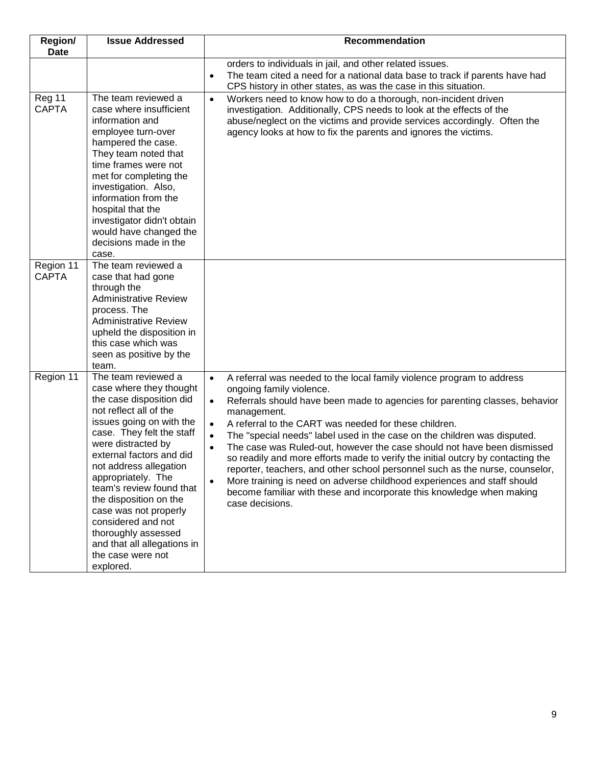| Region/ Date | Issue Addressed | Recommendation |
|---|---|---|
| | | orders to individuals in jail, and other related issues.<br>• The team cited a need for a national data base to track if parents have had CPS history in other states, as was the case in this situation. |
| Reg 11 CAPTA | The team reviewed a case where insufficient information and employee turn-over hampered the case. They team noted that time frames were not met for completing the investigation. Also, information from the hospital that the investigator didn't obtain would have changed the decisions made in the case. | • Workers need to know how to do a thorough, non-incident driven investigation. Additionally, CPS needs to look at the effects of the abuse/neglect on the victims and provide services accordingly. Often the agency looks at how to fix the parents and ignores the victims. |
| Region 11 CAPTA | The team reviewed a case that had gone through the Administrative Review process. The Administrative Review upheld the disposition in this case which was seen as positive by the team. | |
| Region 11 | The team reviewed a case where they thought the case disposition did not reflect all of the issues going on with the case. They felt the staff were distracted by external factors and did not address allegation appropriately. The team's review found that the disposition on the case was not properly considered and not thoroughly assessed and that all allegations in the case were not explored. | • A referral was needed to the local family violence program to address ongoing family violence.<br>• Referrals should have been made to agencies for parenting classes, behavior management.<br>• A referral to the CART was needed for these children.<br>• The "special needs" label used in the case on the children was disputed.<br>• The case was Ruled-out, however the case should not have been dismissed so readily and more efforts made to verify the initial outcry by contacting the reporter, teachers, and other school personnel such as the nurse, counselor,<br>• More training is need on adverse childhood experiences and staff should become familiar with these and incorporate this knowledge when making case decisions. |